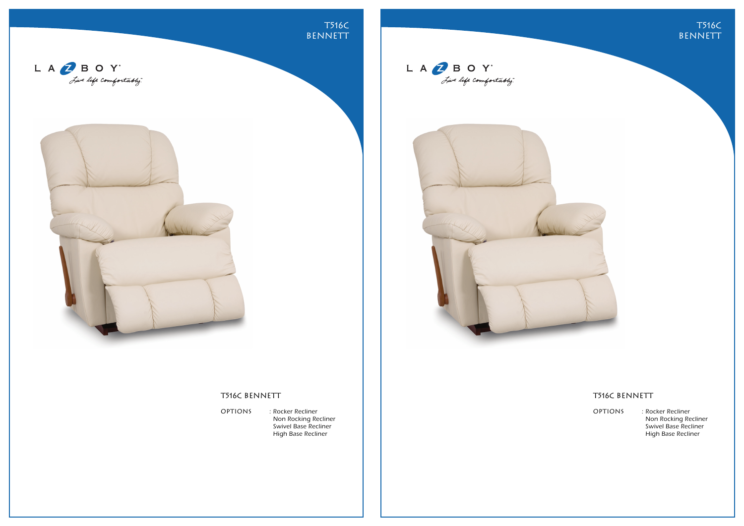T516C
BENNETT

LA-Z-BOY
*Live life comfortably.*

## T516C BENNETT

OPTIONS : Rocker Recliner
Non Rocking Recliner
Swivel Base Recliner
High Base Recliner

T516C
BENNETT

LA-Z-BOY
*Live life comfortably.*

## T516C BENNETT

OPTIONS : Rocker Recliner
Non Rocking Recliner
Swivel Base Recliner
High Base Recliner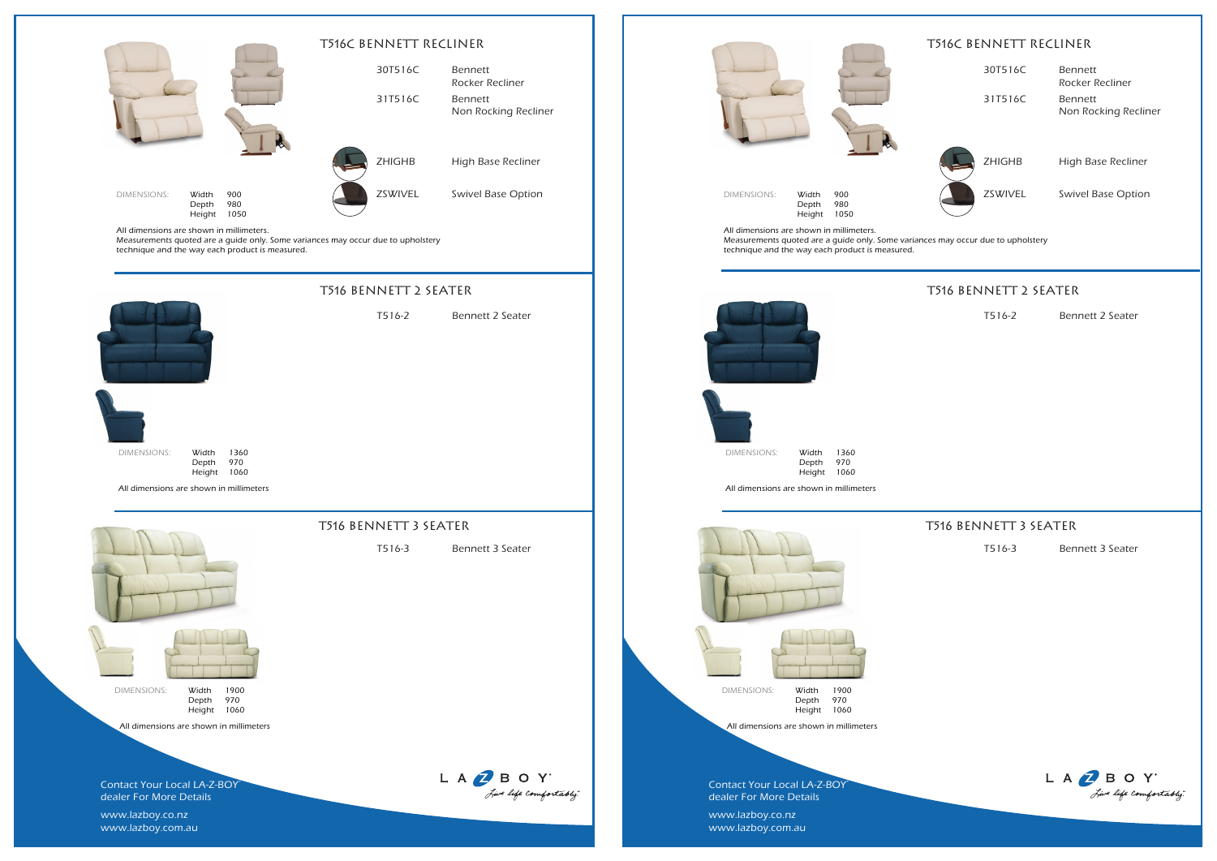## T516C BENNETT RECLINER

| | |
|---|---|
| 30T516C | Bennett Rocker Recliner |
| 31T516C | Bennett Non Rocking Recliner |
| ZHIGHB | High Base Recliner |
| ZSWIVEL | Swivel Base Option |

DIMENSIONS: Width 900, Depth 980, Height 1050

All dimensions are shown in millimeters.
Measurements quoted are a guide only. Some variances may occur due to upholstery technique and the way each product is measured.

## T516 BENNETT 2 SEATER

| | |
|---|---|
| T516-2 | Bennett 2 Seater |

DIMENSIONS: Width 1360, Depth 970, Height 1060

All dimensions are shown in millimeters

## T516 BENNETT 3 SEATER

| | |
|---|---|
| T516-3 | Bennett 3 Seater |

DIMENSIONS: Width 1900, Depth 970, Height 1060

All dimensions are shown in millimeters

Contact Your Local LA-Z-BOY dealer For More Details

www.lazboy.co.nz
www.lazboy.com.au

LA-Z-BOY® Live life comfortably™

## T516C BENNETT RECLINER

| | |
|---|---|
| 30T516C | Bennett Rocker Recliner |
| 31T516C | Bennett Non Rocking Recliner |
| ZHIGHB | High Base Recliner |
| ZSWIVEL | Swivel Base Option |

DIMENSIONS: Width 900, Depth 980, Height 1050

All dimensions are shown in millimeters.
Measurements quoted are a guide only. Some variances may occur due to upholstery technique and the way each product is measured.

## T516 BENNETT 2 SEATER

| | |
|---|---|
| T516-2 | Bennett 2 Seater |

DIMENSIONS: Width 1360, Depth 970, Height 1060

All dimensions are shown in millimeters

## T516 BENNETT 3 SEATER

| | |
|---|---|
| T516-3 | Bennett 3 Seater |

DIMENSIONS: Width 1900, Depth 970, Height 1060

All dimensions are shown in millimeters

Contact Your Local LA-Z-BOY dealer For More Details

www.lazboy.co.nz
www.lazboy.com.au

LA-Z-BOY® Live life comfortably™